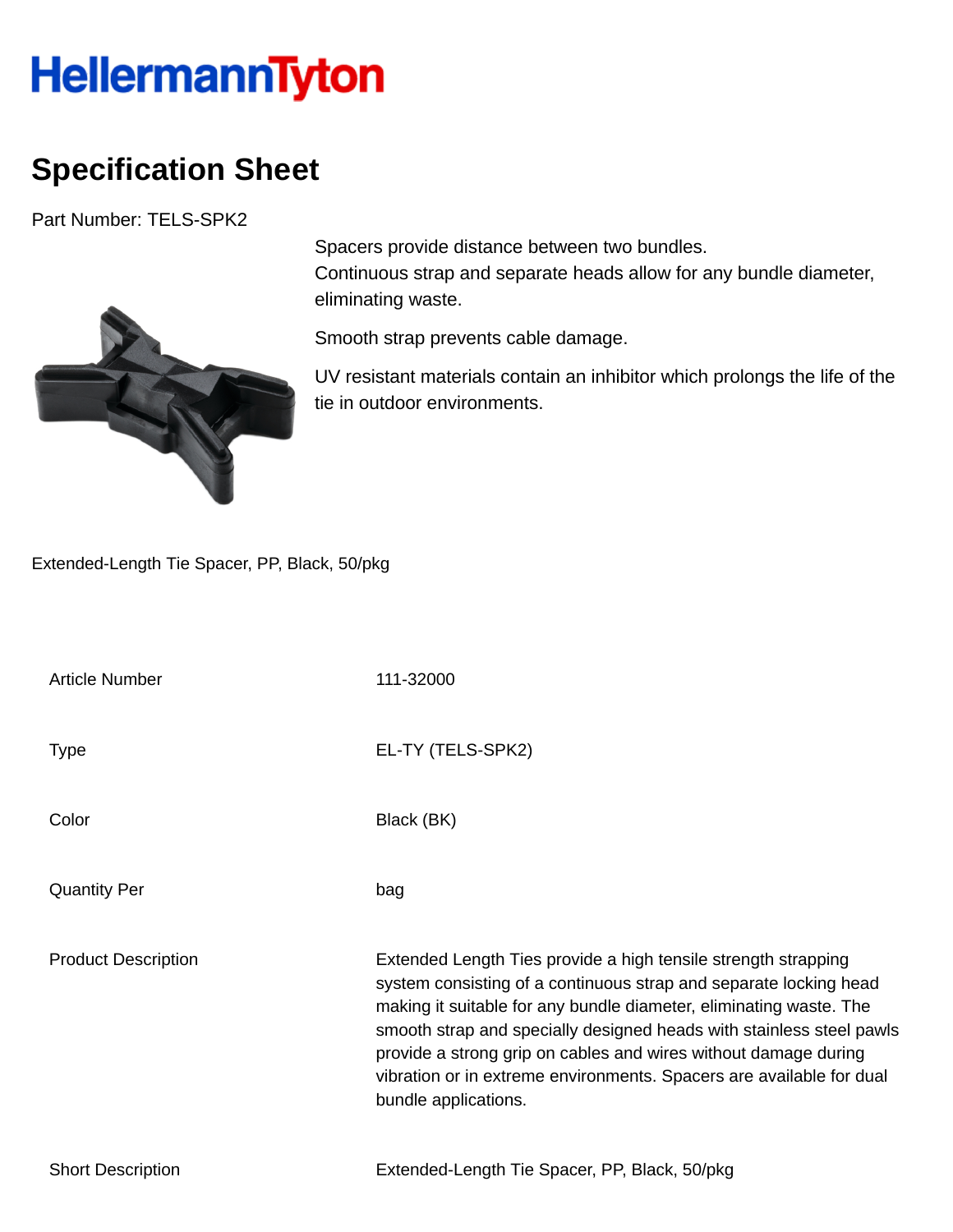# HellermannTyton

## Specification Sheet

Part Number: TELS-SPK2

Spacers provide distance between two bundles.
Continuous strap and separate heads allow for any bundle diameter, eliminating waste.

Smooth strap prevents cable damage.

UV resistant materials contain an inhibitor which prolongs the life of the tie in outdoor environments.

Extended-Length Tie Spacer, PP, Black, 50/pkg

| | |
|---|---|
| Article Number | 111-32000 |
| Type | EL-TY (TELS-SPK2) |
| Color | Black (BK) |
| Quantity Per | bag |
| Product Description | Extended Length Ties provide a high tensile strength strapping system consisting of a continuous strap and separate locking head making it suitable for any bundle diameter, eliminating waste. The smooth strap and specially designed heads with stainless steel pawls provide a strong grip on cables and wires without damage during vibration or in extreme environments. Spacers are available for dual bundle applications. |
| Short Description | Extended-Length Tie Spacer, PP, Black, 50/pkg |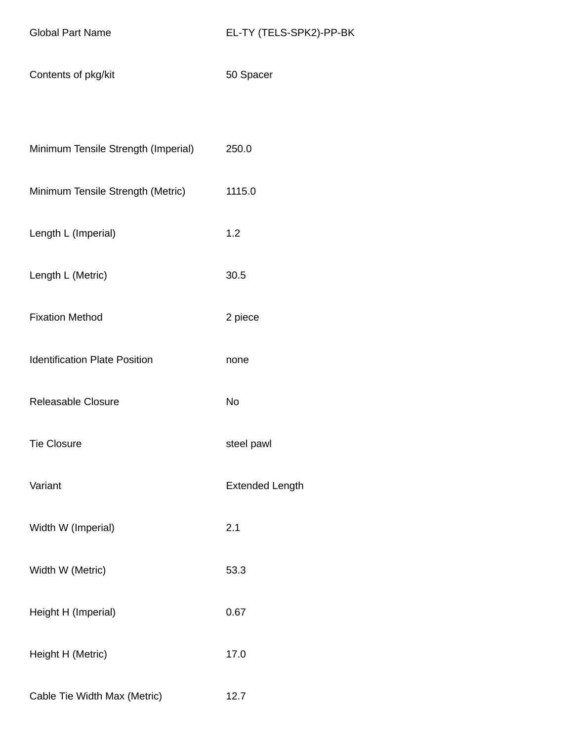| | |
|---|---|
| Global Part Name | EL-TY (TELS-SPK2)-PP-BK |
| Contents of pkg/kit | 50 Spacer |
| | |
| Minimum Tensile Strength (Imperial) | 250.0 |
| Minimum Tensile Strength (Metric) | 1115.0 |
| Length L (Imperial) | 1.2 |
| Length L (Metric) | 30.5 |
| Fixation Method | 2 piece |
| Identification Plate Position | none |
| Releasable Closure | No |
| Tie Closure | steel pawl |
| Variant | Extended Length |
| Width W (Imperial) | 2.1 |
| Width W (Metric) | 53.3 |
| Height H (Imperial) | 0.67 |
| Height H (Metric) | 17.0 |
| Cable Tie Width Max (Metric) | 12.7 |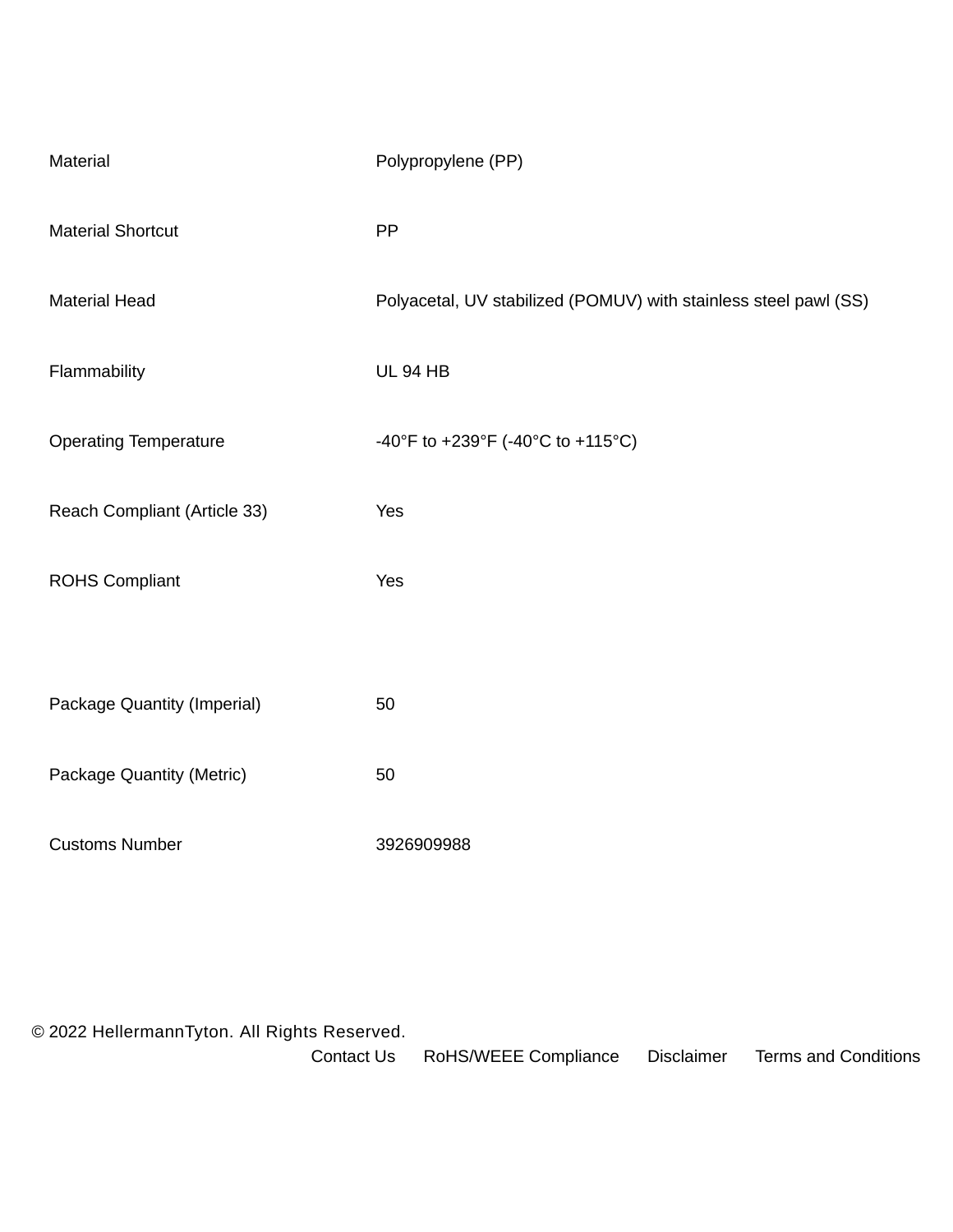| | |
|---|---|
| Material | Polypropylene (PP) |
| Material Shortcut | PP |
| Material Head | Polyacetal, UV stabilized (POMUV) with stainless steel pawl (SS) |
| Flammability | UL 94 HB |
| Operating Temperature | -40°F to +239°F (-40°C to +115°C) |
| Reach Compliant (Article 33) | Yes |
| ROHS Compliant | Yes |

| | |
|---|---|
| Package Quantity (Imperial) | 50 |
| Package Quantity (Metric) | 50 |
| Customs Number | 3926909988 |

© 2022 HellermannTyton. All Rights Reserved.

Contact Us RoHS/WEEE Compliance Disclaimer Terms and Conditions